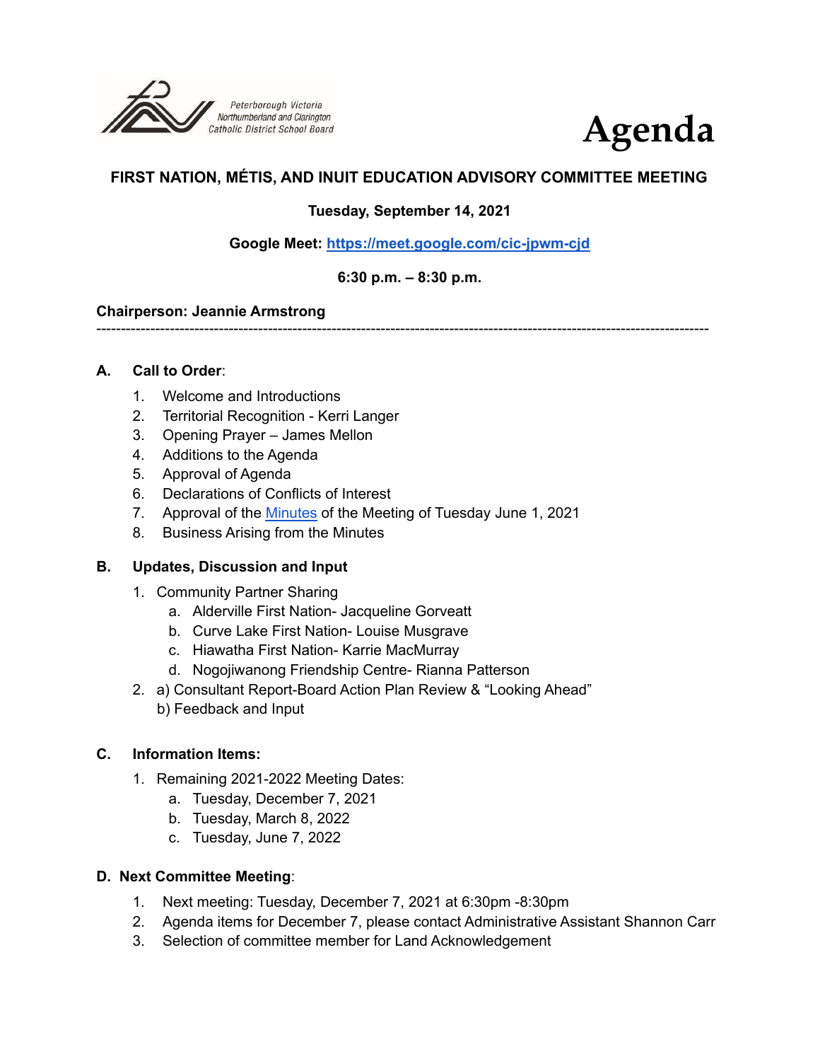Peterborough Victoria Northumberland and Clarington Catholic District School Board

# Agenda

## FIRST NATION, MÉTIS, AND INUIT EDUCATION ADVISORY COMMITTEE MEETING

**Tuesday, September 14, 2021**

**Google Meet: [https://meet.google.com/cic-jpwm-cjd](https://meet.google.com/cic-jpwm-cjd)**

**6:30 p.m. – 8:30 p.m.**

**Chairperson: Jeannie Armstrong**

---

### A. Call to Order:

1. Welcome and Introductions
2. Territorial Recognition - Kerri Langer
3. Opening Prayer – James Mellon
4. Additions to the Agenda
5. Approval of Agenda
6. Declarations of Conflicts of Interest
7. Approval of the Minutes of the Meeting of Tuesday June 1, 2021
8. Business Arising from the Minutes

### B. Updates, Discussion and Input

1. Community Partner Sharing
   a. Alderville First Nation- Jacqueline Gorveatt
   b. Curve Lake First Nation- Louise Musgrave
   c. Hiawatha First Nation- Karrie MacMurray
   d. Nogojiwanong Friendship Centre- Rianna Patterson
2. a) Consultant Report-Board Action Plan Review & "Looking Ahead"
   b) Feedback and Input

### C. Information Items:

1. Remaining 2021-2022 Meeting Dates:
   a. Tuesday, December 7, 2021
   b. Tuesday, March 8, 2022
   c. Tuesday, June 7, 2022

### D. Next Committee Meeting:

1. Next meeting: Tuesday, December 7, 2021 at 6:30pm -8:30pm
2. Agenda items for December 7, please contact Administrative Assistant Shannon Carr
3. Selection of committee member for Land Acknowledgement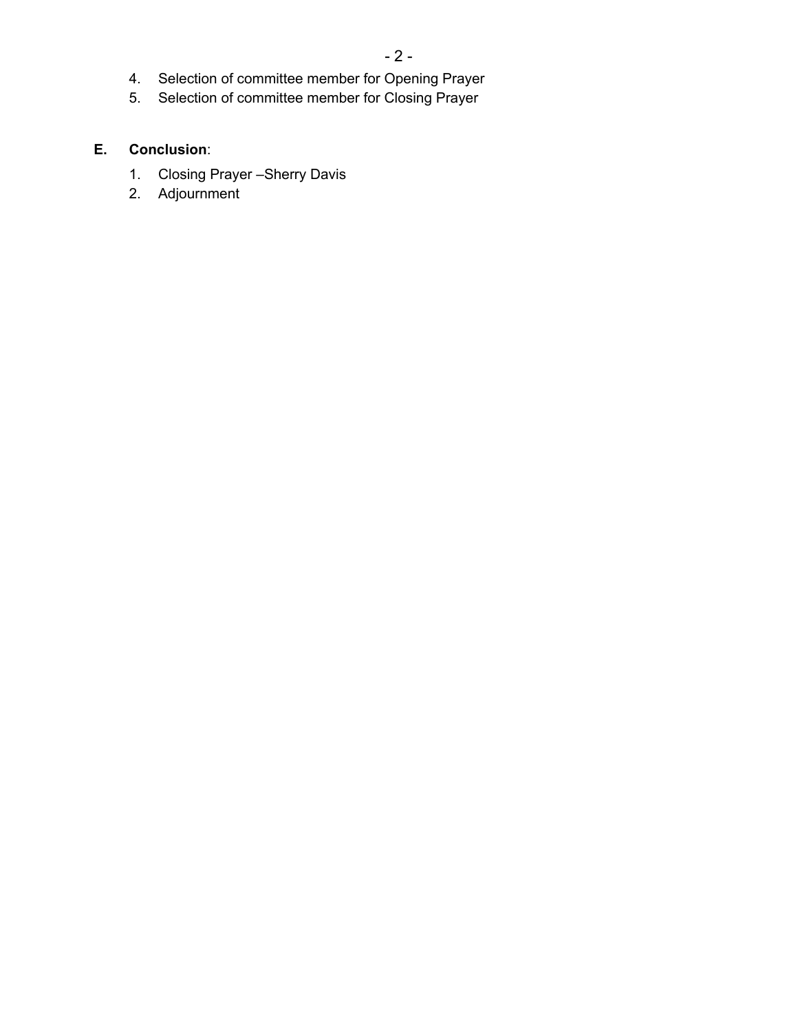4. Selection of committee member for Opening Prayer
5. Selection of committee member for Closing Prayer

**E. Conclusion**:

1. Closing Prayer –Sherry Davis
2. Adjournment